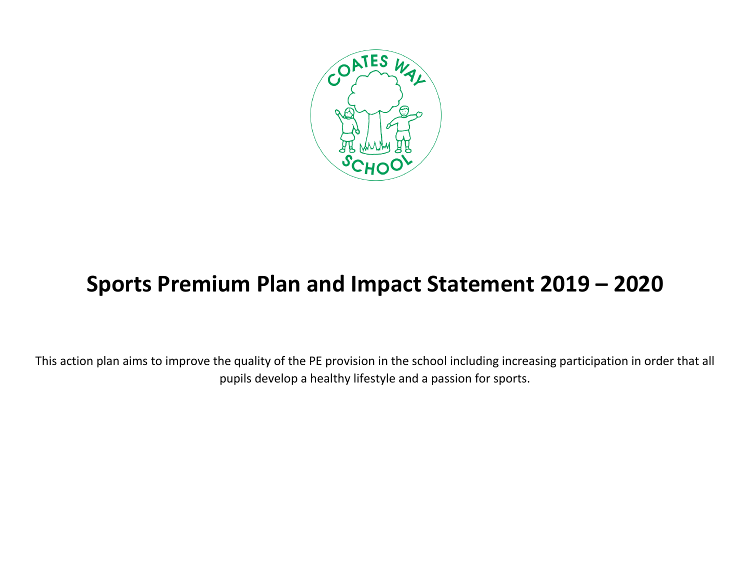# Sports Premium Plan and Impact Statement 2019 – 2020

This action plan aims to improve the quality of the PE provision in the school including increasing participation in order that all pupils develop a healthy lifestyle and a passion for sports.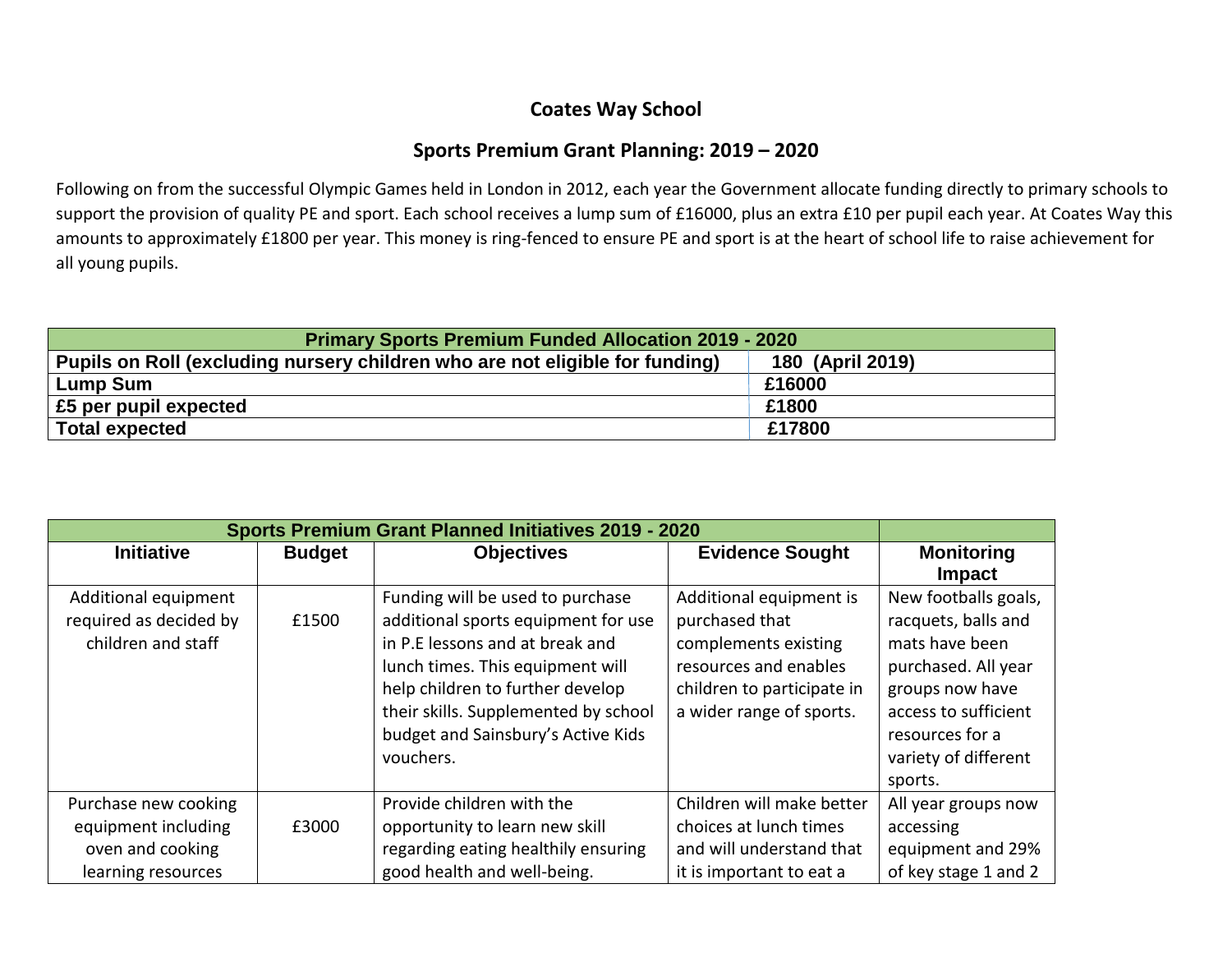**Coates Way School**

**Sports Premium Grant Planning: 2019 – 2020**

Following on from the successful Olympic Games held in London in 2012, each year the Government allocate funding directly to primary schools to support the provision of quality PE and sport. Each school receives a lump sum of £16000, plus an extra £10 per pupil each year. At Coates Way this amounts to approximately £1800 per year. This money is ring-fenced to ensure PE and sport is at the heart of school life to raise achievement for all young pupils.

| **Primary Sports Premium Funded Allocation 2019 - 2020** | |
|---|---|
| **Pupils on Roll (excluding nursery children who are not eligible for funding)** | **180 (April 2019)** |
| **Lump Sum** | **£16000** |
| **£5 per pupil expected** | **£1800** |
| **Total expected** | **£17800** |

| **Sports Premium Grant Planned Initiatives 2019 - 2020** | | | | |
|---|---|---|---|---|
| **Initiative** | **Budget** | **Objectives** | **Evidence Sought** | **Monitoring Impact** |
| Additional equipment required as decided by children and staff | £1500 | Funding will be used to purchase additional sports equipment for use in P.E lessons and at break and lunch times. This equipment will help children to further develop their skills. Supplemented by school budget and Sainsbury's Active Kids vouchers. | Additional equipment is purchased that complements existing resources and enables children to participate in a wider range of sports. | New footballs goals, racquets, balls and mats have been purchased. All year groups now have access to sufficient resources for a variety of different sports. |
| Purchase new cooking equipment including oven and cooking learning resources | £3000 | Provide children with the opportunity to learn new skill regarding eating healthily ensuring good health and well-being. | Children will make better choices at lunch times and will understand that it is important to eat a | All year groups now accessing equipment and 29% of key stage 1 and 2 |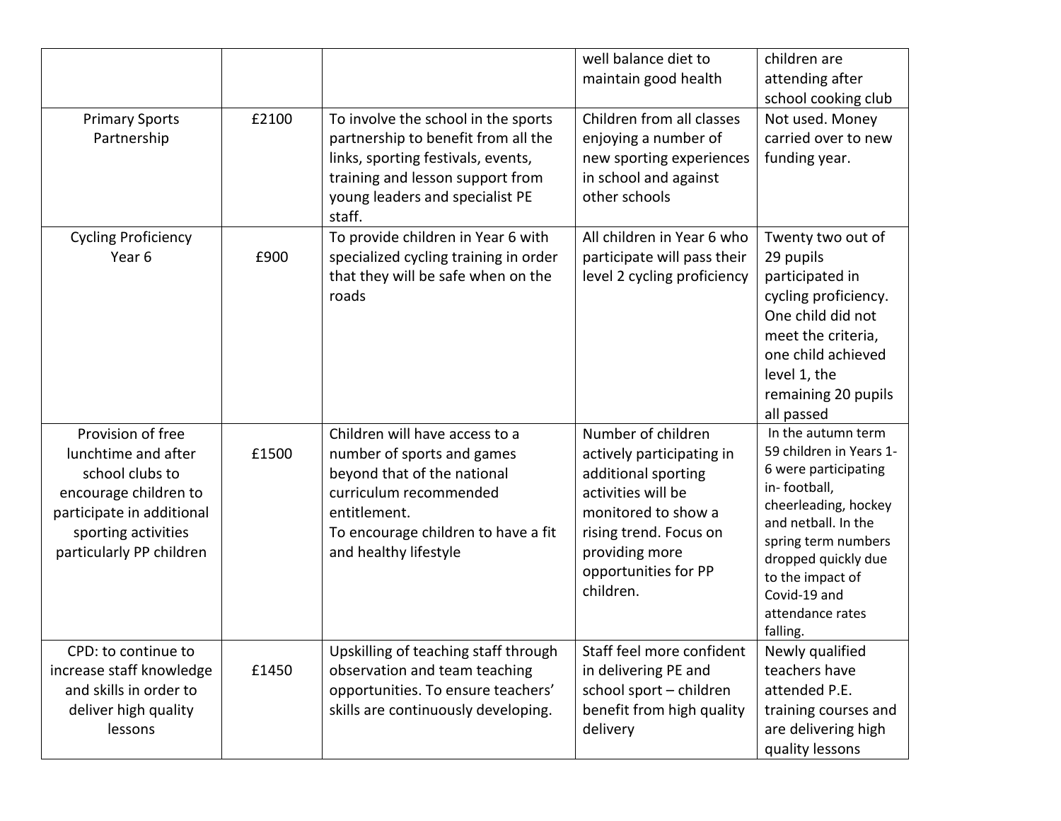| | | | | |
|---|---|---|---|---|
| | | | well balance diet to maintain good health | children are attending after school cooking club |
| Primary Sports Partnership | £2100 | To involve the school in the sports partnership to benefit from all the links, sporting festivals, events, training and lesson support from young leaders and specialist PE staff. | Children from all classes enjoying a number of new sporting experiences in school and against other schools | Not used. Money carried over to new funding year. |
| Cycling Proficiency Year 6 | £900 | To provide children in Year 6 with specialized cycling training in order that they will be safe when on the roads | All children in Year 6 who participate will pass their level 2 cycling proficiency | Twenty two out of 29 pupils participated in cycling proficiency. One child did not meet the criteria, one child achieved level 1, the remaining 20 pupils all passed |
| Provision of free lunchtime and after school clubs to encourage children to participate in additional sporting activities particularly PP children | £1500 | Children will have access to a number of sports and games beyond that of the national curriculum recommended entitlement.<br>To encourage children to have a fit and healthy lifestyle | Number of children actively participating in additional sporting activities will be monitored to show a rising trend. Focus on providing more opportunities for PP children. | In the autumn term 59 children in Years 1-6 were participating in- football, cheerleading, hockey and netball. In the spring term numbers dropped quickly due to the impact of Covid-19 and attendance rates falling. |
| CPD: to continue to increase staff knowledge and skills in order to deliver high quality lessons | £1450 | Upskilling of teaching staff through observation and team teaching opportunities. To ensure teachers' skills are continuously developing. | Staff feel more confident in delivering PE and school sport – children benefit from high quality delivery | Newly qualified teachers have attended P.E. training courses and are delivering high quality lessons |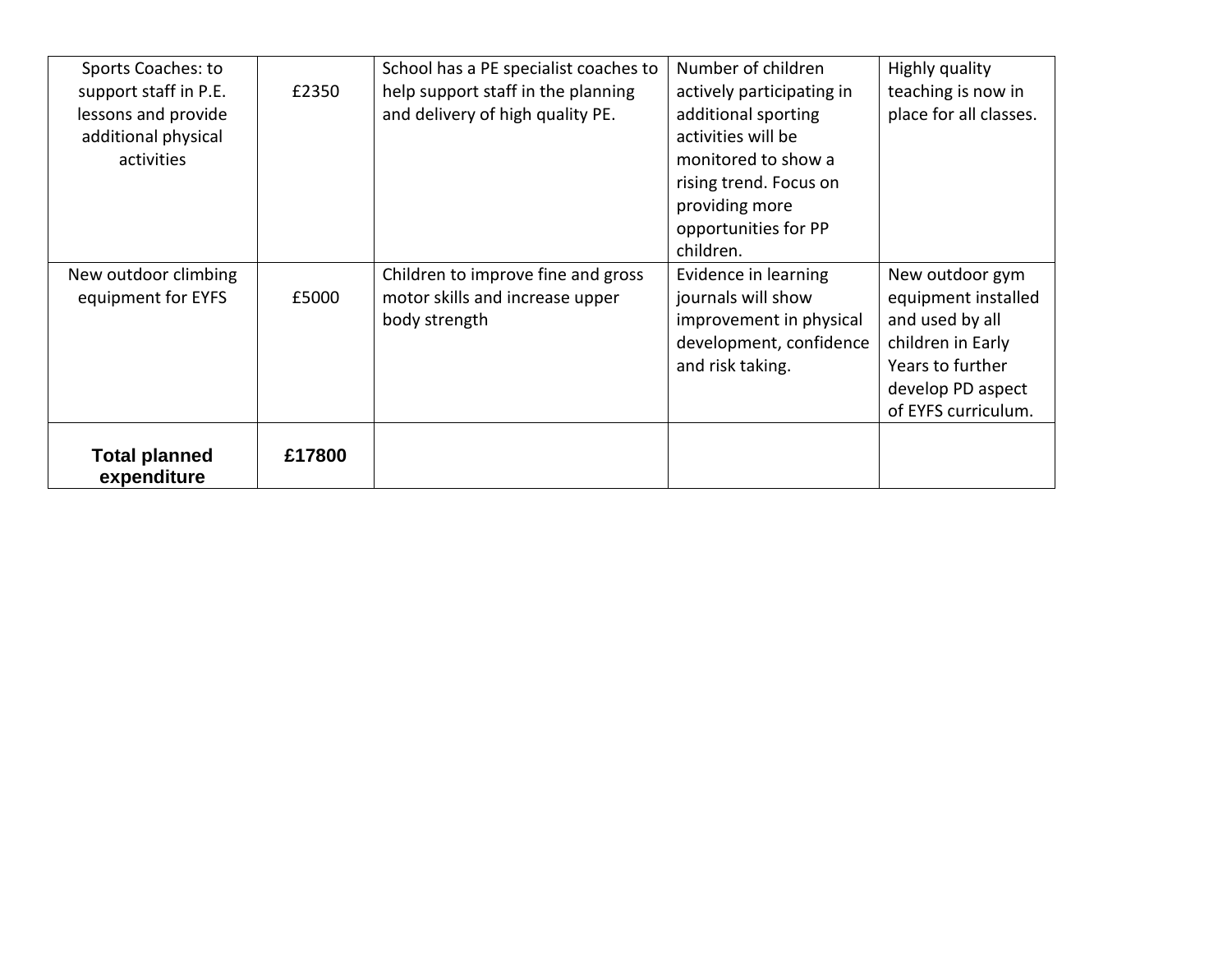| | | | | |
|---|---|---|---|---|
| Sports Coaches: to support staff in P.E. lessons and provide additional physical activities | £2350 | School has a PE specialist coaches to help support staff in the planning and delivery of high quality PE. | Number of children actively participating in additional sporting activities will be monitored to show a rising trend. Focus on providing more opportunities for PP children. | Highly quality teaching is now in place for all classes. |
| New outdoor climbing equipment for EYFS | £5000 | Children to improve fine and gross motor skills and increase upper body strength | Evidence in learning journals will show improvement in physical development, confidence and risk taking. | New outdoor gym equipment installed and used by all children in Early Years to further develop PD aspect of EYFS curriculum. |
| **Total planned expenditure** | **£17800** | | | |